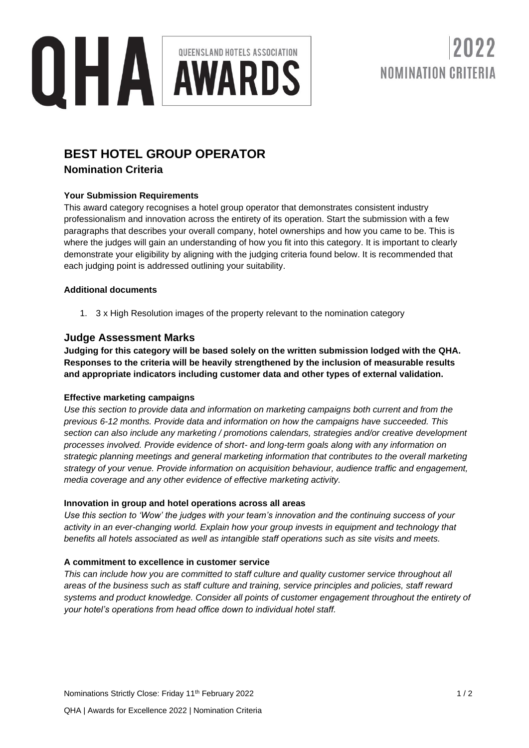# QHA QUEENSLAND HOTELS ASSOCIATION AWARDS

## 2022 NOMINATION CRITERIA

# BEST HOTEL GROUP OPERATOR

## Nomination Criteria

**Your Submission Requirements**

This award category recognises a hotel group operator that demonstrates consistent industry professionalism and innovation across the entirety of its operation. Start the submission with a few paragraphs that describes your overall company, hotel ownerships and how you came to be. This is where the judges will gain an understanding of how you fit into this category. It is important to clearly demonstrate your eligibility by aligning with the judging criteria found below. It is recommended that each judging point is addressed outlining your suitability.

**Additional documents**

1. 3 x High Resolution images of the property relevant to the nomination category

## Judge Assessment Marks

**Judging for this category will be based solely on the written submission lodged with the QHA. Responses to the criteria will be heavily strengthened by the inclusion of measurable results and appropriate indicators including customer data and other types of external validation.**

**Effective marketing campaigns**

*Use this section to provide data and information on marketing campaigns both current and from the previous 6-12 months. Provide data and information on how the campaigns have succeeded. This section can also include any marketing / promotions calendars, strategies and/or creative development processes involved. Provide evidence of short- and long-term goals along with any information on strategic planning meetings and general marketing information that contributes to the overall marketing strategy of your venue. Provide information on acquisition behaviour, audience traffic and engagement, media coverage and any other evidence of effective marketing activity.*

**Innovation in group and hotel operations across all areas**

*Use this section to 'Wow' the judges with your team's innovation and the continuing success of your activity in an ever-changing world. Explain how your group invests in equipment and technology that benefits all hotels associated as well as intangible staff operations such as site visits and meets.*

**A commitment to excellence in customer service**

*This can include how you are committed to staff culture and quality customer service throughout all areas of the business such as staff culture and training, service principles and policies, staff reward systems and product knowledge. Consider all points of customer engagement throughout the entirety of your hotel's operations from head office down to individual hotel staff.*

Nominations Strictly Close: Friday 11th February 2022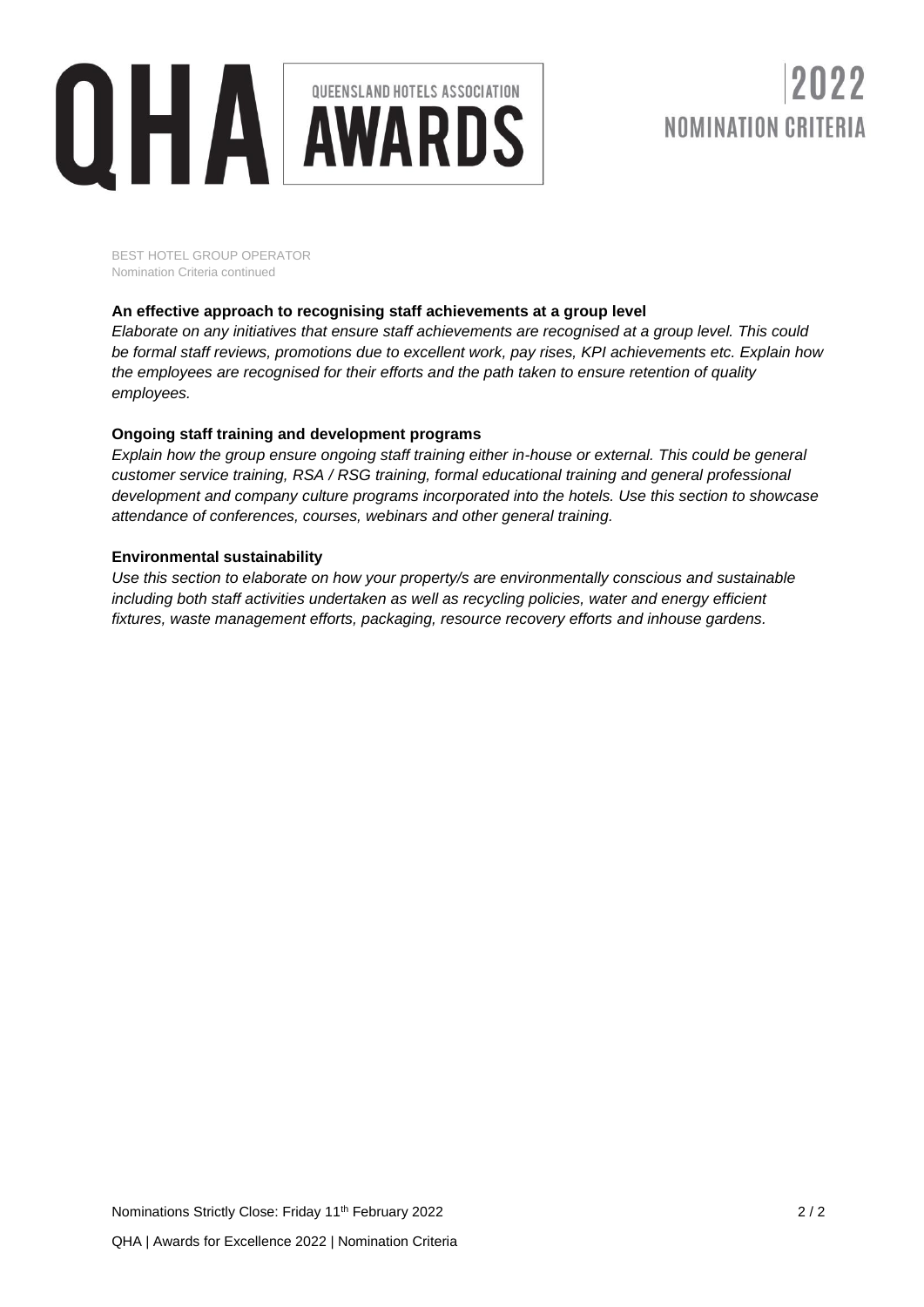BEST HOTEL GROUP OPERATOR
Nomination Criteria continued

**An effective approach to recognising staff achievements at a group level**

*Elaborate on any initiatives that ensure staff achievements are recognised at a group level. This could be formal staff reviews, promotions due to excellent work, pay rises, KPI achievements etc. Explain how the employees are recognised for their efforts and the path taken to ensure retention of quality employees.*

**Ongoing staff training and development programs**

*Explain how the group ensure ongoing staff training either in-house or external. This could be general customer service training, RSA / RSG training, formal educational training and general professional development and company culture programs incorporated into the hotels. Use this section to showcase attendance of conferences, courses, webinars and other general training.*

**Environmental sustainability**

*Use this section to elaborate on how your property/s are environmentally conscious and sustainable including both staff activities undertaken as well as recycling policies, water and energy efficient fixtures, waste management efforts, packaging, resource recovery efforts and inhouse gardens.*

Nominations Strictly Close: Friday 11th February 2022